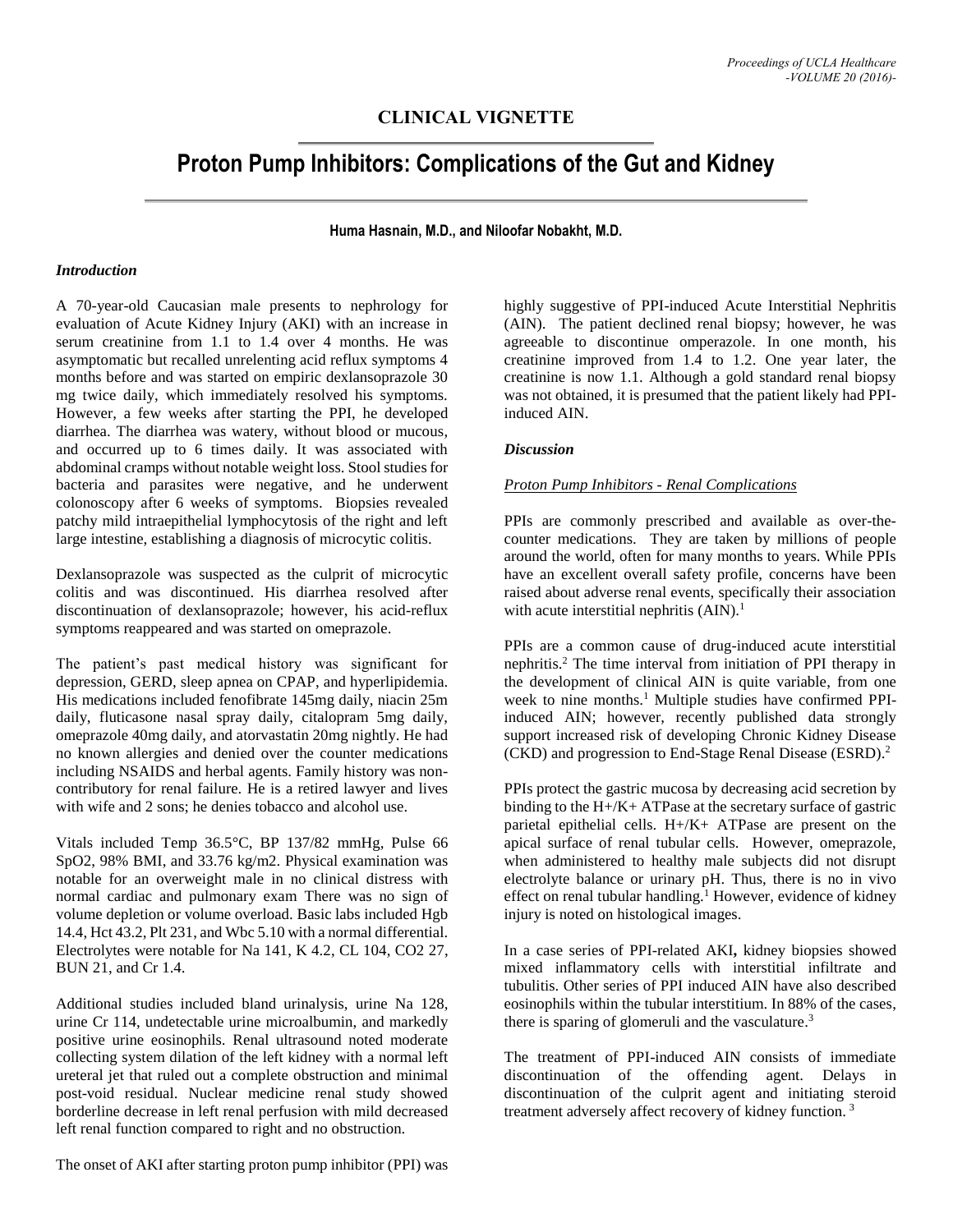## CLINICAL VIGNETTE

# Proton Pump Inhibitors: Complications of the Gut and Kidney

**Huma Hasnain, M.D., and Niloofar Nobakht, M.D.**

### *Introduction*

A 70-year-old Caucasian male presents to nephrology for evaluation of Acute Kidney Injury (AKI) with an increase in serum creatinine from 1.1 to 1.4 over 4 months. He was asymptomatic but recalled unrelenting acid reflux symptoms 4 months before and was started on empiric dexlansoprazole 30 mg twice daily, which immediately resolved his symptoms. However, a few weeks after starting the PPI, he developed diarrhea. The diarrhea was watery, without blood or mucous, and occurred up to 6 times daily. It was associated with abdominal cramps without notable weight loss. Stool studies for bacteria and parasites were negative, and he underwent colonoscopy after 6 weeks of symptoms. Biopsies revealed patchy mild intraepithelial lymphocytosis of the right and left large intestine, establishing a diagnosis of microcytic colitis.

Dexlansoprazole was suspected as the culprit of microcytic colitis and was discontinued. His diarrhea resolved after discontinuation of dexlansoprazole; however, his acid-reflux symptoms reappeared and was started on omeprazole.

The patient's past medical history was significant for depression, GERD, sleep apnea on CPAP, and hyperlipidemia. His medications included fenofibrate 145mg daily, niacin 25m daily, fluticasone nasal spray daily, citalopram 5mg daily, omeprazole 40mg daily, and atorvastatin 20mg nightly. He had no known allergies and denied over the counter medications including NSAIDS and herbal agents. Family history was non-contributory for renal failure. He is a retired lawyer and lives with wife and 2 sons; he denies tobacco and alcohol use.

Vitals included Temp 36.5°C, BP 137/82 mmHg, Pulse 66 SpO2, 98% BMI, and 33.76 kg/m2. Physical examination was notable for an overweight male in no clinical distress with normal cardiac and pulmonary exam There was no sign of volume depletion or volume overload. Basic labs included Hgb 14.4, Hct 43.2, Plt 231, and Wbc 5.10 with a normal differential. Electrolytes were notable for Na 141, K 4.2, CL 104, CO2 27, BUN 21, and Cr 1.4.

Additional studies included bland urinalysis, urine Na 128, urine Cr 114, undetectable urine microalbumin, and markedly positive urine eosinophils. Renal ultrasound noted moderate collecting system dilation of the left kidney with a normal left ureteral jet that ruled out a complete obstruction and minimal post-void residual. Nuclear medicine renal study showed borderline decrease in left renal perfusion with mild decreased left renal function compared to right and no obstruction.

The onset of AKI after starting proton pump inhibitor (PPI) was highly suggestive of PPI-induced Acute Interstitial Nephritis (AIN). The patient declined renal biopsy; however, he was agreeable to discontinue omperazole. In one month, his creatinine improved from 1.4 to 1.2. One year later, the creatinine is now 1.1. Although a gold standard renal biopsy was not obtained, it is presumed that the patient likely had PPI-induced AIN.

### *Discussion*

#### *Proton Pump Inhibitors - Renal Complications*

PPIs are commonly prescribed and available as over-the-counter medications. They are taken by millions of people around the world, often for many months to years. While PPIs have an excellent overall safety profile, concerns have been raised about adverse renal events, specifically their association with acute interstitial nephritis (AIN).[1]

PPIs are a common cause of drug-induced acute interstitial nephritis.[2] The time interval from initiation of PPI therapy in the development of clinical AIN is quite variable, from one week to nine months.[1] Multiple studies have confirmed PPI-induced AIN; however, recently published data strongly support increased risk of developing Chronic Kidney Disease (CKD) and progression to End-Stage Renal Disease (ESRD).[2]

PPIs protect the gastric mucosa by decreasing acid secretion by binding to the H+/K+ ATPase at the secretary surface of gastric parietal epithelial cells. H+/K+ ATPase are present on the apical surface of renal tubular cells. However, omeprazole, when administered to healthy male subjects did not disrupt electrolyte balance or urinary pH. Thus, there is no in vivo effect on renal tubular handling.[1] However, evidence of kidney injury is noted on histological images.

In a case series of PPI-related AKI**,** kidney biopsies showed mixed inflammatory cells with interstitial infiltrate and tubulitis. Other series of PPI induced AIN have also described eosinophils within the tubular interstitium. In 88% of the cases, there is sparing of glomeruli and the vasculature.[3]

The treatment of PPI-induced AIN consists of immediate discontinuation of the offending agent. Delays in discontinuation of the culprit agent and initiating steroid treatment adversely affect recovery of kidney function.[3]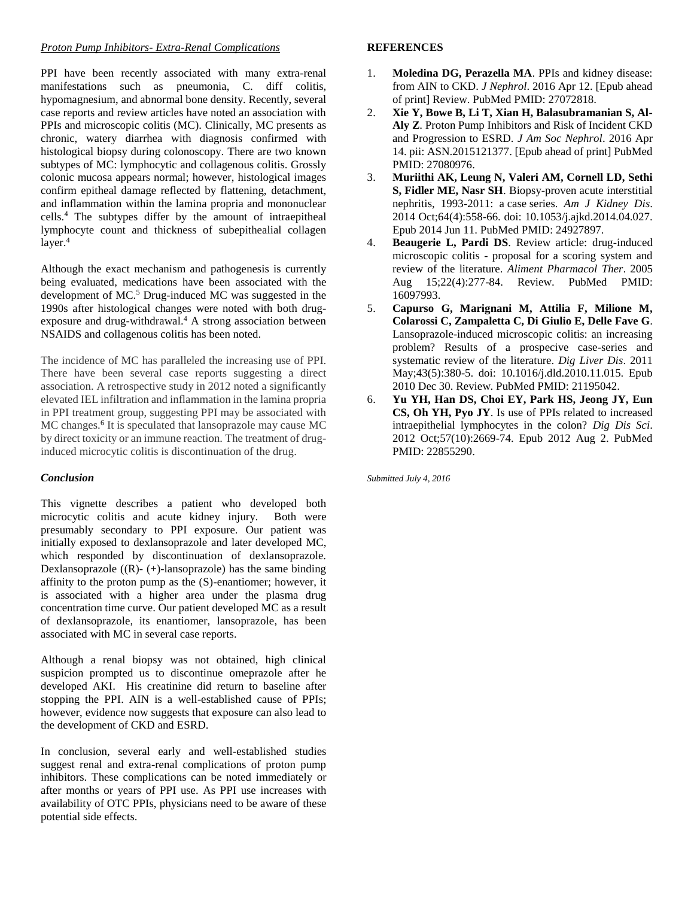*Proton Pump Inhibitors- Extra-Renal Complications*

PPI have been recently associated with many extra-renal manifestations such as pneumonia, C. diff colitis, hypomagnesium, and abnormal bone density. Recently, several case reports and review articles have noted an association with PPIs and microscopic colitis (MC). Clinically, MC presents as chronic, watery diarrhea with diagnosis confirmed with histological biopsy during colonoscopy. There are two known subtypes of MC: lymphocytic and collagenous colitis. Grossly colonic mucosa appears normal; however, histological images confirm epitheal damage reflected by flattening, detachment, and inflammation within the lamina propria and mononuclear cells.[4] The subtypes differ by the amount of intraepitheal lymphocyte count and thickness of subepithealial collagen layer.[4]

Although the exact mechanism and pathogenesis is currently being evaluated, medications have been associated with the development of MC.[5] Drug-induced MC was suggested in the 1990s after histological changes were noted with both drug-exposure and drug-withdrawal.[4] A strong association between NSAIDS and collagenous colitis has been noted.

The incidence of MC has paralleled the increasing use of PPI. There have been several case reports suggesting a direct association. A retrospective study in 2012 noted a significantly elevated IEL infiltration and inflammation in the lamina propria in PPI treatment group, suggesting PPI may be associated with MC changes.[6] It is speculated that lansoprazole may cause MC by direct toxicity or an immune reaction. The treatment of drug-induced microcytic colitis is discontinuation of the drug.

***Conclusion***

This vignette describes a patient who developed both microcytic colitis and acute kidney injury. Both were presumably secondary to PPI exposure. Our patient was initially exposed to dexlansoprazole and later developed MC, which responded by discontinuation of dexlansoprazole. Dexlansoprazole ((R)- (+)-lansoprazole) has the same binding affinity to the proton pump as the (S)-enantiomer; however, it is associated with a higher area under the plasma drug concentration time curve. Our patient developed MC as a result of dexlansoprazole, its enantiomer, lansoprazole, has been associated with MC in several case reports.

Although a renal biopsy was not obtained, high clinical suspicion prompted us to discontinue omeprazole after he developed AKI. His creatinine did return to baseline after stopping the PPI. AIN is a well-established cause of PPIs; however, evidence now suggests that exposure can also lead to the development of CKD and ESRD.

In conclusion, several early and well-established studies suggest renal and extra-renal complications of proton pump inhibitors. These complications can be noted immediately or after months or years of PPI use. As PPI use increases with availability of OTC PPIs, physicians need to be aware of these potential side effects.

**REFERENCES**

1. **Moledina DG, Perazella MA**. PPIs and kidney disease: from AIN to CKD. *J Nephrol*. 2016 Apr 12. [Epub ahead of print] Review. PubMed PMID: 27072818.
2. **Xie Y, Bowe B, Li T, Xian H, Balasubramanian S, Al-Aly Z**. Proton Pump Inhibitors and Risk of Incident CKD and Progression to ESRD. *J Am Soc Nephrol*. 2016 Apr 14. pii: ASN.2015121377. [Epub ahead of print] PubMed PMID: 27080976.
3. **Muriithi AK, Leung N, Valeri AM, Cornell LD, Sethi S, Fidler ME, Nasr SH**. Biopsy-proven acute interstitial nephritis, 1993-2011: a case series. *Am J Kidney Dis*. 2014 Oct;64(4):558-66. doi: 10.1053/j.ajkd.2014.04.027. Epub 2014 Jun 11. PubMed PMID: 24927897.
4. **Beaugerie L, Pardi DS**. Review article: drug-induced microscopic colitis - proposal for a scoring system and review of the literature. *Aliment Pharmacol Ther*. 2005 Aug 15;22(4):277-84. Review. PubMed PMID: 16097993.
5. **Capurso G, Marignani M, Attilia F, Milione M, Colarossi C, Zampaletta C, Di Giulio E, Delle Fave G**. Lansoprazole-induced microscopic colitis: an increasing problem? Results of a prospecive case-series and systematic review of the literature. *Dig Liver Dis*. 2011 May;43(5):380-5. doi: 10.1016/j.dld.2010.11.015. Epub 2010 Dec 30. Review. PubMed PMID: 21195042.
6. **Yu YH, Han DS, Choi EY, Park HS, Jeong JY, Eun CS, Oh YH, Pyo JY**. Is use of PPIs related to increased intraepithelial lymphocytes in the colon? *Dig Dis Sci*. 2012 Oct;57(10):2669-74. Epub 2012 Aug 2. PubMed PMID: 22855290.

*Submitted July 4, 2016*